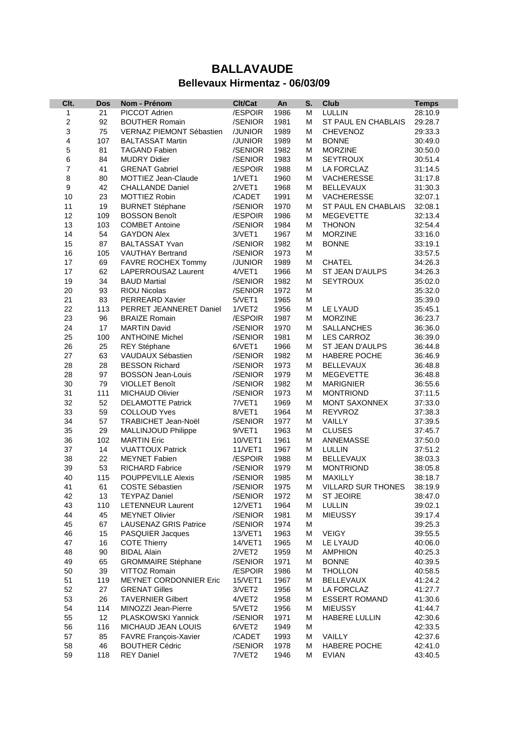# BALLAVAUDE

## Bellevaux Hirmentaz - 06/03/09

| Clt. | Dos | Nom - Prénom | Clt/Cat | An | S. | Club | Temps |
|---|---|---|---|---|---|---|---|
| 1 | 21 | PICCOT Adrien | /ESPOIR | 1986 | M | LULLIN | 28:10.9 |
| 2 | 92 | BOUTHER Romain | /SENIOR | 1981 | M | ST PAUL EN CHABLAIS | 29:28.7 |
| 3 | 75 | VERNAZ PIEMONT Sébastien | /JUNIOR | 1989 | M | CHEVENOZ | 29:33.3 |
| 4 | 107 | BALTASSAT Martin | /JUNIOR | 1989 | M | BONNE | 30:49.0 |
| 5 | 81 | TAGAND Fabien | /SENIOR | 1982 | M | MORZINE | 30:50.0 |
| 6 | 84 | MUDRY Didier | /SENIOR | 1983 | M | SEYTROUX | 30:51.4 |
| 7 | 41 | GRENAT Gabriel | /ESPOIR | 1988 | M | LA FORCLAZ | 31:14.5 |
| 8 | 80 | MOTTIEZ Jean-Claude | 1/VET1 | 1960 | M | VACHERESSE | 31:17.8 |
| 9 | 42 | CHALLANDE Daniel | 2/VET1 | 1968 | M | BELLEVAUX | 31:30.3 |
| 10 | 23 | MOTTIEZ Robin | /CADET | 1991 | M | VACHERESSE | 32:07.1 |
| 11 | 19 | BURNET Stéphane | /SENIOR | 1970 | M | ST PAUL EN CHABLAIS | 32:08.1 |
| 12 | 109 | BOSSON Benoît | /ESPOIR | 1986 | M | MEGEVETTE | 32:13.4 |
| 13 | 103 | COMBET Antoine | /SENIOR | 1984 | M | THONON | 32:54.4 |
| 14 | 54 | GAYDON Alex | 3/VET1 | 1967 | M | MORZINE | 33:16.0 |
| 15 | 87 | BALTASSAT Yvan | /SENIOR | 1982 | M | BONNE | 33:19.1 |
| 16 | 105 | VAUTHAY Bertrand | /SENIOR | 1973 | M |  | 33:57.5 |
| 17 | 69 | FAVRE ROCHEX Tommy | /JUNIOR | 1989 | M | CHATEL | 34:26.3 |
| 17 | 62 | LAPERROUSAZ Laurent | 4/VET1 | 1966 | M | ST JEAN D'AULPS | 34:26.3 |
| 19 | 34 | BAUD Martial | /SENIOR | 1982 | M | SEYTROUX | 35:02.0 |
| 20 | 93 | RIOU Nicolas | /SENIOR | 1972 | M |  | 35:32.0 |
| 21 | 83 | PERREARD Xavier | 5/VET1 | 1965 | M |  | 35:39.0 |
| 22 | 113 | PERRET JEANNERET Daniel | 1/VET2 | 1956 | M | LE LYAUD | 35:45.1 |
| 23 | 96 | BRAIZE Romain | /ESPOIR | 1987 | M | MORZINE | 36:23.7 |
| 24 | 17 | MARTIN David | /SENIOR | 1970 | M | SALLANCHES | 36:36.0 |
| 25 | 100 | ANTHOINE Michel | /SENIOR | 1981 | M | LES CARROZ | 36:39.0 |
| 26 | 25 | REY Stéphane | 6/VET1 | 1966 | M | ST JEAN D'AULPS | 36:44.8 |
| 27 | 63 | VAUDAUX Sébastien | /SENIOR | 1982 | M | HABERE POCHE | 36:46.9 |
| 28 | 28 | BESSON Richard | /SENIOR | 1973 | M | BELLEVAUX | 36:48.8 |
| 28 | 97 | BOSSON Jean-Louis | /SENIOR | 1979 | M | MEGEVETTE | 36:48.8 |
| 30 | 79 | VIOLLET Benoît | /SENIOR | 1982 | M | MARIGNIER | 36:55.6 |
| 31 | 111 | MICHAUD Olivier | /SENIOR | 1973 | M | MONTRIOND | 37:11.5 |
| 32 | 52 | DELAMOTTE Patrick | 7/VET1 | 1969 | M | MONT SAXONNEX | 37:33.0 |
| 33 | 59 | COLLOUD Yves | 8/VET1 | 1964 | M | REYVROZ | 37:38.3 |
| 34 | 57 | TRABICHET Jean-Noël | /SENIOR | 1977 | M | VAILLY | 37:39.5 |
| 35 | 29 | MALLINJOUD Philippe | 9/VET1 | 1963 | M | CLUSES | 37:45.7 |
| 36 | 102 | MARTIN Eric | 10/VET1 | 1961 | M | ANNEMASSE | 37:50.0 |
| 37 | 14 | VUATTOUX Patrick | 11/VET1 | 1967 | M | LULLIN | 37:51.2 |
| 38 | 22 | MEYNET Fabien | /ESPOIR | 1988 | M | BELLEVAUX | 38:03.3 |
| 39 | 53 | RICHARD Fabrice | /SENIOR | 1979 | M | MONTRIOND | 38:05.8 |
| 40 | 115 | POUPPEVILLE Alexis | /SENIOR | 1985 | M | MAXILLY | 38:18.7 |
| 41 | 61 | COSTE Sébastien | /SENIOR | 1975 | M | VILLARD SUR THONES | 38:19.9 |
| 42 | 13 | TEYPAZ Daniel | /SENIOR | 1972 | M | ST JEOIRE | 38:47.0 |
| 43 | 110 | LETENNEUR Laurent | 12/VET1 | 1964 | M | LULLIN | 39:02.1 |
| 44 | 45 | MEYNET Olivier | /SENIOR | 1981 | M | MIEUSSY | 39:17.4 |
| 45 | 67 | LAUSENAZ GRIS Patrice | /SENIOR | 1974 | M |  | 39:25.3 |
| 46 | 15 | PASQUIER Jacques | 13/VET1 | 1963 | M | VEIGY | 39:55.5 |
| 47 | 16 | COTE Thierry | 14/VET1 | 1965 | M | LE LYAUD | 40:06.0 |
| 48 | 90 | BIDAL Alain | 2/VET2 | 1959 | M | AMPHION | 40:25.3 |
| 49 | 65 | GROMMAIRE Stéphane | /SENIOR | 1971 | M | BONNE | 40:39.5 |
| 50 | 39 | VITTOZ Romain | /ESPOIR | 1986 | M | THOLLON | 40:58.5 |
| 51 | 119 | MEYNET CORDONNIER Eric | 15/VET1 | 1967 | M | BELLEVAUX | 41:24.2 |
| 52 | 27 | GRENAT Gilles | 3/VET2 | 1956 | M | LA FORCLAZ | 41:27.7 |
| 53 | 26 | TAVERNIER Gilbert | 4/VET2 | 1958 | M | ESSERT ROMAND | 41:30.6 |
| 54 | 114 | MINOZZI Jean-Pierre | 5/VET2 | 1956 | M | MIEUSSY | 41:44.7 |
| 55 | 12 | PLASKOWSKI Yannick | /SENIOR | 1971 | M | HABERE LULLIN | 42:30.6 |
| 56 | 116 | MICHAUD JEAN LOUIS | 6/VET2 | 1949 | M |  | 42:33.5 |
| 57 | 85 | FAVRE François-Xavier | /CADET | 1993 | M | VAILLY | 42:37.6 |
| 58 | 46 | BOUTHER Cédric | /SENIOR | 1978 | M | HABERE POCHE | 42:41.0 |
| 59 | 118 | REY Daniel | 7/VET2 | 1946 | M | EVIAN | 43:40.5 |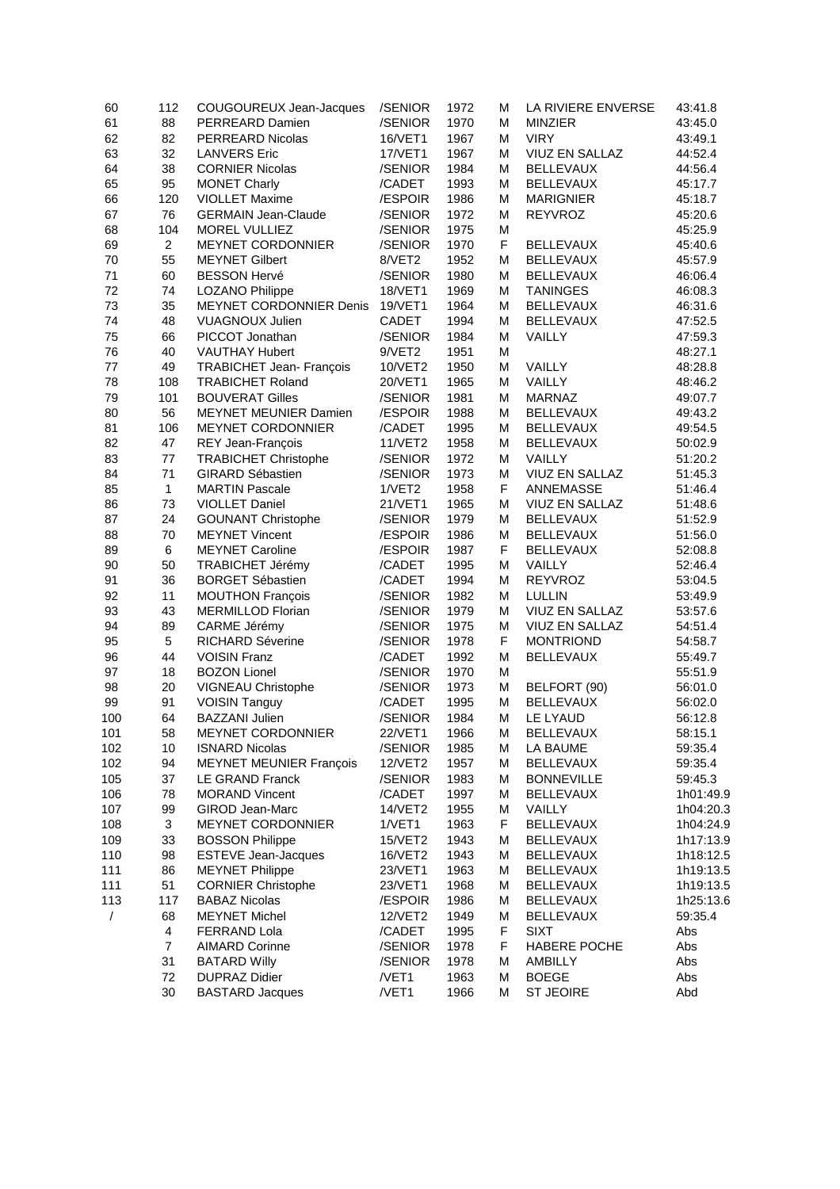| | | | | | | | |
|---|---|---|---|---|---|---|---|
| 60 | 112 | COUGOUREUX Jean-Jacques | /SENIOR | 1972 | M | LA RIVIERE ENVERSE | 43:41.8 |
| 61 | 88 | PERREARD Damien | /SENIOR | 1970 | M | MINZIER | 43:45.0 |
| 62 | 82 | PERREARD Nicolas | 16/VET1 | 1967 | M | VIRY | 43:49.1 |
| 63 | 32 | LANVERS Eric | 17/VET1 | 1967 | M | VIUZ EN SALLAZ | 44:52.4 |
| 64 | 38 | CORNIER Nicolas | /SENIOR | 1984 | M | BELLEVAUX | 44:56.4 |
| 65 | 95 | MONET Charly | /CADET | 1993 | M | BELLEVAUX | 45:17.7 |
| 66 | 120 | VIOLLET Maxime | /ESPOIR | 1986 | M | MARIGNIER | 45:18.7 |
| 67 | 76 | GERMAIN Jean-Claude | /SENIOR | 1972 | M | REYVROZ | 45:20.6 |
| 68 | 104 | MOREL VULLIEZ | /SENIOR | 1975 | M | | 45:25.9 |
| 69 | 2 | MEYNET CORDONNIER | /SENIOR | 1970 | F | BELLEVAUX | 45:40.6 |
| 70 | 55 | MEYNET Gilbert | 8/VET2 | 1952 | M | BELLEVAUX | 45:57.9 |
| 71 | 60 | BESSON Hervé | /SENIOR | 1980 | M | BELLEVAUX | 46:06.4 |
| 72 | 74 | LOZANO Philippe | 18/VET1 | 1969 | M | TANINGES | 46:08.3 |
| 73 | 35 | MEYNET CORDONNIER Denis | 19/VET1 | 1964 | M | BELLEVAUX | 46:31.6 |
| 74 | 48 | VUAGNOUX Julien | CADET | 1994 | M | BELLEVAUX | 47:52.5 |
| 75 | 66 | PICCOT Jonathan | /SENIOR | 1984 | M | VAILLY | 47:59.3 |
| 76 | 40 | VAUTHAY Hubert | 9/VET2 | 1951 | M | | 48:27.1 |
| 77 | 49 | TRABICHET Jean- François | 10/VET2 | 1950 | M | VAILLY | 48:28.8 |
| 78 | 108 | TRABICHET Roland | 20/VET1 | 1965 | M | VAILLY | 48:46.2 |
| 79 | 101 | BOUVERAT Gilles | /SENIOR | 1981 | M | MARNAZ | 49:07.7 |
| 80 | 56 | MEYNET MEUNIER Damien | /ESPOIR | 1988 | M | BELLEVAUX | 49:43.2 |
| 81 | 106 | MEYNET CORDONNIER | /CADET | 1995 | M | BELLEVAUX | 49:54.5 |
| 82 | 47 | REY Jean-François | 11/VET2 | 1958 | M | BELLEVAUX | 50:02.9 |
| 83 | 77 | TRABICHET Christophe | /SENIOR | 1972 | M | VAILLY | 51:20.2 |
| 84 | 71 | GIRARD Sébastien | /SENIOR | 1973 | M | VIUZ EN SALLAZ | 51:45.3 |
| 85 | 1 | MARTIN Pascale | 1/VET2 | 1958 | F | ANNEMASSE | 51:46.4 |
| 86 | 73 | VIOLLET Daniel | 21/VET1 | 1965 | M | VIUZ EN SALLAZ | 51:48.6 |
| 87 | 24 | GOUNANT Christophe | /SENIOR | 1979 | M | BELLEVAUX | 51:52.9 |
| 88 | 70 | MEYNET Vincent | /ESPOIR | 1986 | M | BELLEVAUX | 51:56.0 |
| 89 | 6 | MEYNET Caroline | /ESPOIR | 1987 | F | BELLEVAUX | 52:08.8 |
| 90 | 50 | TRABICHET Jérémy | /CADET | 1995 | M | VAILLY | 52:46.4 |
| 91 | 36 | BORGET Sébastien | /CADET | 1994 | M | REYVROZ | 53:04.5 |
| 92 | 11 | MOUTHON François | /SENIOR | 1982 | M | LULLIN | 53:49.9 |
| 93 | 43 | MERMILLOD Florian | /SENIOR | 1979 | M | VIUZ EN SALLAZ | 53:57.6 |
| 94 | 89 | CARME Jérémy | /SENIOR | 1975 | M | VIUZ EN SALLAZ | 54:51.4 |
| 95 | 5 | RICHARD Séverine | /SENIOR | 1978 | F | MONTRIOND | 54:58.7 |
| 96 | 44 | VOISIN Franz | /CADET | 1992 | M | BELLEVAUX | 55:49.7 |
| 97 | 18 | BOZON Lionel | /SENIOR | 1970 | M | | 55:51.9 |
| 98 | 20 | VIGNEAU Christophe | /SENIOR | 1973 | M | BELFORT (90) | 56:01.0 |
| 99 | 91 | VOISIN Tanguy | /CADET | 1995 | M | BELLEVAUX | 56:02.0 |
| 100 | 64 | BAZZANI Julien | /SENIOR | 1984 | M | LE LYAUD | 56:12.8 |
| 101 | 58 | MEYNET CORDONNIER | 22/VET1 | 1966 | M | BELLEVAUX | 58:15.1 |
| 102 | 10 | ISNARD Nicolas | /SENIOR | 1985 | M | LA BAUME | 59:35.4 |
| 102 | 94 | MEYNET MEUNIER François | 12/VET2 | 1957 | M | BELLEVAUX | 59:35.4 |
| 105 | 37 | LE GRAND Franck | /SENIOR | 1983 | M | BONNEVILLE | 59:45.3 |
| 106 | 78 | MORAND Vincent | /CADET | 1997 | M | BELLEVAUX | 1h01:49.9 |
| 107 | 99 | GIROD Jean-Marc | 14/VET2 | 1955 | M | VAILLY | 1h04:20.3 |
| 108 | 3 | MEYNET CORDONNIER | 1/VET1 | 1963 | F | BELLEVAUX | 1h04:24.9 |
| 109 | 33 | BOSSON Philippe | 15/VET2 | 1943 | M | BELLEVAUX | 1h17:13.9 |
| 110 | 98 | ESTEVE Jean-Jacques | 16/VET2 | 1943 | M | BELLEVAUX | 1h18:12.5 |
| 111 | 86 | MEYNET Philippe | 23/VET1 | 1963 | M | BELLEVAUX | 1h19:13.5 |
| 111 | 51 | CORNIER Christophe | 23/VET1 | 1968 | M | BELLEVAUX | 1h19:13.5 |
| 113 | 117 | BABAZ Nicolas | /ESPOIR | 1986 | M | BELLEVAUX | 1h25:13.6 |
| / | 68 | MEYNET Michel | 12/VET2 | 1949 | M | BELLEVAUX | 59:35.4 |
| | 4 | FERRAND Lola | /CADET | 1995 | F | SIXT | Abs |
| | 7 | AIMARD Corinne | /SENIOR | 1978 | F | HABERE POCHE | Abs |
| | 31 | BATARD Willy | /SENIOR | 1978 | M | AMBILLY | Abs |
| | 72 | DUPRAZ Didier | /VET1 | 1963 | M | BOEGE | Abs |
| | 30 | BASTARD Jacques | /VET1 | 1966 | M | ST JEOIRE | Abd |